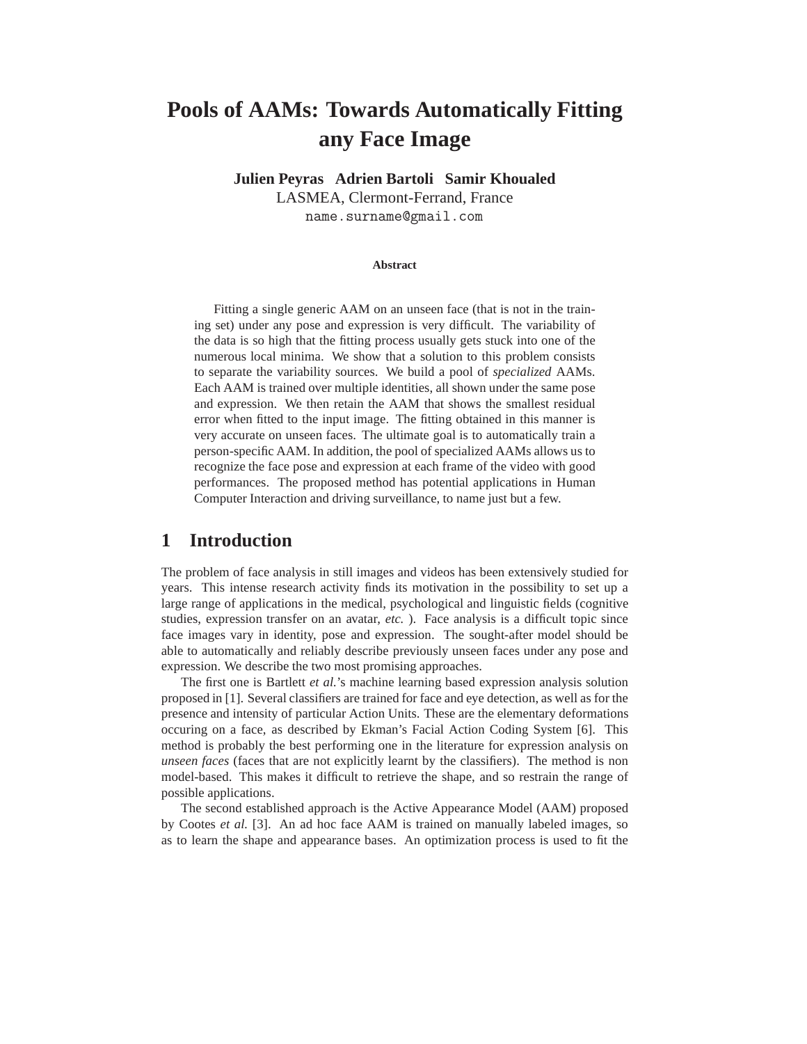# Pools of AAMs: Towards Automatically Fitting any Face Image

**Julien Peyras   Adrien Bartoli   Samir Khoualed**
LASMEA, Clermont-Ferrand, France
name.surname@gmail.com

**Abstract**

Fitting a single generic AAM on an unseen face (that is not in the training set) under any pose and expression is very difficult. The variability of the data is so high that the fitting process usually gets stuck into one of the numerous local minima. We show that a solution to this problem consists to separate the variability sources. We build a pool of *specialized* AAMs. Each AAM is trained over multiple identities, all shown under the same pose and expression. We then retain the AAM that shows the smallest residual error when fitted to the input image. The fitting obtained in this manner is very accurate on unseen faces. The ultimate goal is to automatically train a person-specific AAM. In addition, the pool of specialized AAMs allows us to recognize the face pose and expression at each frame of the video with good performances. The proposed method has potential applications in Human Computer Interaction and driving surveillance, to name just but a few.

## 1 Introduction

The problem of face analysis in still images and videos has been extensively studied for years. This intense research activity finds its motivation in the possibility to set up a large range of applications in the medical, psychological and linguistic fields (cognitive studies, expression transfer on an avatar, *etc.* ). Face analysis is a difficult topic since face images vary in identity, pose and expression. The sought-after model should be able to automatically and reliably describe previously unseen faces under any pose and expression. We describe the two most promising approaches.

The first one is Bartlett *et al.*'s machine learning based expression analysis solution proposed in [1]. Several classifiers are trained for face and eye detection, as well as for the presence and intensity of particular Action Units. These are the elementary deformations occuring on a face, as described by Ekman's Facial Action Coding System [6]. This method is probably the best performing one in the literature for expression analysis on *unseen faces* (faces that are not explicitly learnt by the classifiers). The method is non model-based. This makes it difficult to retrieve the shape, and so restrain the range of possible applications.

The second established approach is the Active Appearance Model (AAM) proposed by Cootes *et al.* [3]. An ad hoc face AAM is trained on manually labeled images, so as to learn the shape and appearance bases. An optimization process is used to fit the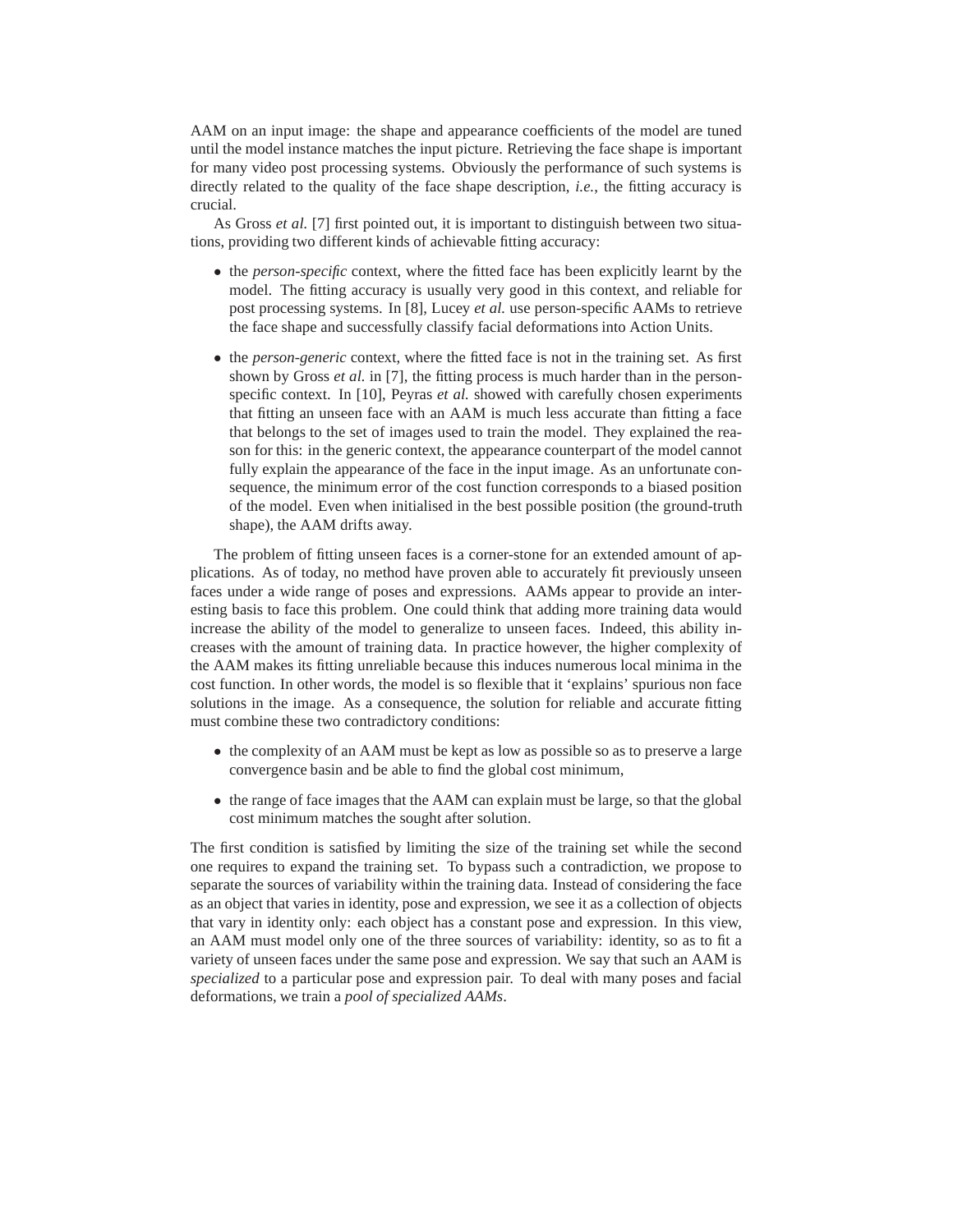AAM on an input image: the shape and appearance coefficients of the model are tuned until the model instance matches the input picture. Retrieving the face shape is important for many video post processing systems. Obviously the performance of such systems is directly related to the quality of the face shape description, *i.e.*, the fitting accuracy is crucial.

As Gross *et al.* [7] first pointed out, it is important to distinguish between two situations, providing two different kinds of achievable fitting accuracy:

- the *person-specific* context, where the fitted face has been explicitly learnt by the model. The fitting accuracy is usually very good in this context, and reliable for post processing systems. In [8], Lucey *et al.* use person-specific AAMs to retrieve the face shape and successfully classify facial deformations into Action Units.
- the *person-generic* context, where the fitted face is not in the training set. As first shown by Gross *et al.* in [7], the fitting process is much harder than in the person-specific context. In [10], Peyras *et al.* showed with carefully chosen experiments that fitting an unseen face with an AAM is much less accurate than fitting a face that belongs to the set of images used to train the model. They explained the reason for this: in the generic context, the appearance counterpart of the model cannot fully explain the appearance of the face in the input image. As an unfortunate consequence, the minimum error of the cost function corresponds to a biased position of the model. Even when initialised in the best possible position (the ground-truth shape), the AAM drifts away.

The problem of fitting unseen faces is a corner-stone for an extended amount of applications. As of today, no method have proven able to accurately fit previously unseen faces under a wide range of poses and expressions. AAMs appear to provide an interesting basis to face this problem. One could think that adding more training data would increase the ability of the model to generalize to unseen faces. Indeed, this ability increases with the amount of training data. In practice however, the higher complexity of the AAM makes its fitting unreliable because this induces numerous local minima in the cost function. In other words, the model is so flexible that it 'explains' spurious non face solutions in the image. As a consequence, the solution for reliable and accurate fitting must combine these two contradictory conditions:

- the complexity of an AAM must be kept as low as possible so as to preserve a large convergence basin and be able to find the global cost minimum,
- the range of face images that the AAM can explain must be large, so that the global cost minimum matches the sought after solution.

The first condition is satisfied by limiting the size of the training set while the second one requires to expand the training set. To bypass such a contradiction, we propose to separate the sources of variability within the training data. Instead of considering the face as an object that varies in identity, pose and expression, we see it as a collection of objects that vary in identity only: each object has a constant pose and expression. In this view, an AAM must model only one of the three sources of variability: identity, so as to fit a variety of unseen faces under the same pose and expression. We say that such an AAM is *specialized* to a particular pose and expression pair. To deal with many poses and facial deformations, we train a *pool of specialized AAMs*.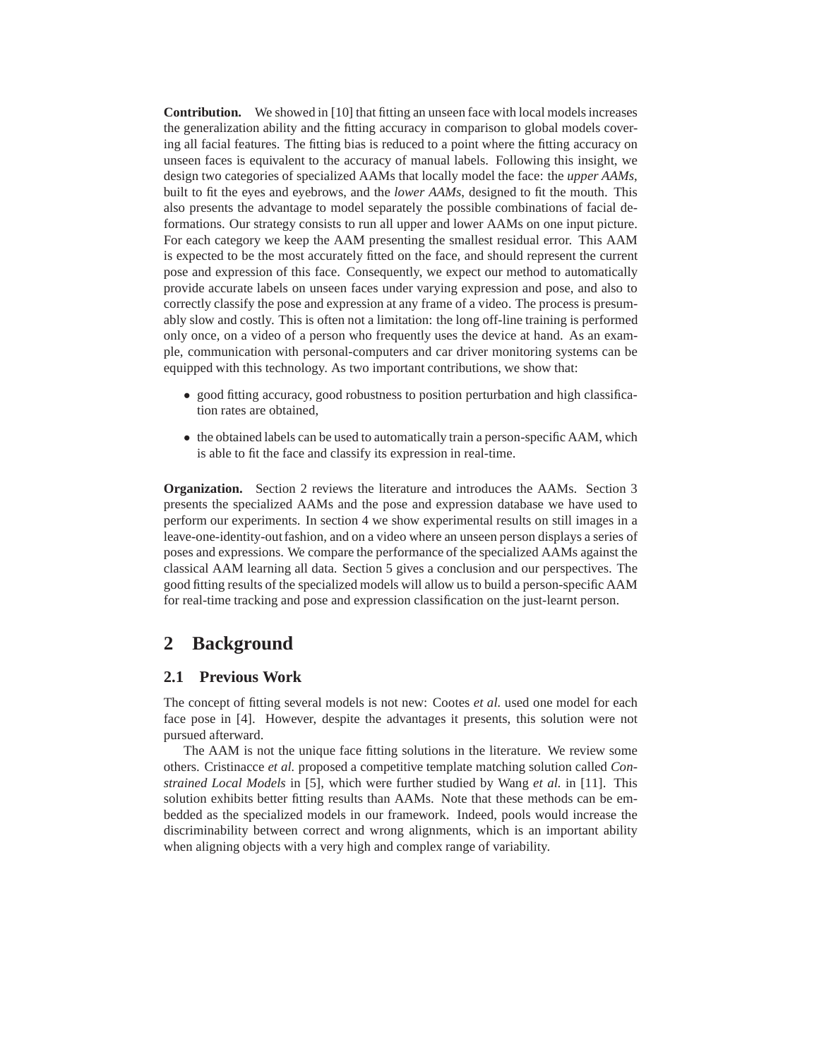**Contribution.** We showed in [10] that fitting an unseen face with local models increases the generalization ability and the fitting accuracy in comparison to global models covering all facial features. The fitting bias is reduced to a point where the fitting accuracy on unseen faces is equivalent to the accuracy of manual labels. Following this insight, we design two categories of specialized AAMs that locally model the face: the *upper AAMs*, built to fit the eyes and eyebrows, and the *lower AAMs*, designed to fit the mouth. This also presents the advantage to model separately the possible combinations of facial deformations. Our strategy consists to run all upper and lower AAMs on one input picture. For each category we keep the AAM presenting the smallest residual error. This AAM is expected to be the most accurately fitted on the face, and should represent the current pose and expression of this face. Consequently, we expect our method to automatically provide accurate labels on unseen faces under varying expression and pose, and also to correctly classify the pose and expression at any frame of a video. The process is presumably slow and costly. This is often not a limitation: the long off-line training is performed only once, on a video of a person who frequently uses the device at hand. As an example, communication with personal-computers and car driver monitoring systems can be equipped with this technology. As two important contributions, we show that:

- good fitting accuracy, good robustness to position perturbation and high classification rates are obtained,
- the obtained labels can be used to automatically train a person-specific AAM, which is able to fit the face and classify its expression in real-time.

**Organization.** Section 2 reviews the literature and introduces the AAMs. Section 3 presents the specialized AAMs and the pose and expression database we have used to perform our experiments. In section 4 we show experimental results on still images in a leave-one-identity-out fashion, and on a video where an unseen person displays a series of poses and expressions. We compare the performance of the specialized AAMs against the classical AAM learning all data. Section 5 gives a conclusion and our perspectives. The good fitting results of the specialized models will allow us to build a person-specific AAM for real-time tracking and pose and expression classification on the just-learnt person.

## 2 Background

### 2.1 Previous Work

The concept of fitting several models is not new: Cootes *et al.* used one model for each face pose in [4]. However, despite the advantages it presents, this solution were not pursued afterward.

The AAM is not the unique face fitting solutions in the literature. We review some others. Cristinacce *et al.* proposed a competitive template matching solution called *Constrained Local Models* in [5], which were further studied by Wang *et al.* in [11]. This solution exhibits better fitting results than AAMs. Note that these methods can be embedded as the specialized models in our framework. Indeed, pools would increase the discriminability between correct and wrong alignments, which is an important ability when aligning objects with a very high and complex range of variability.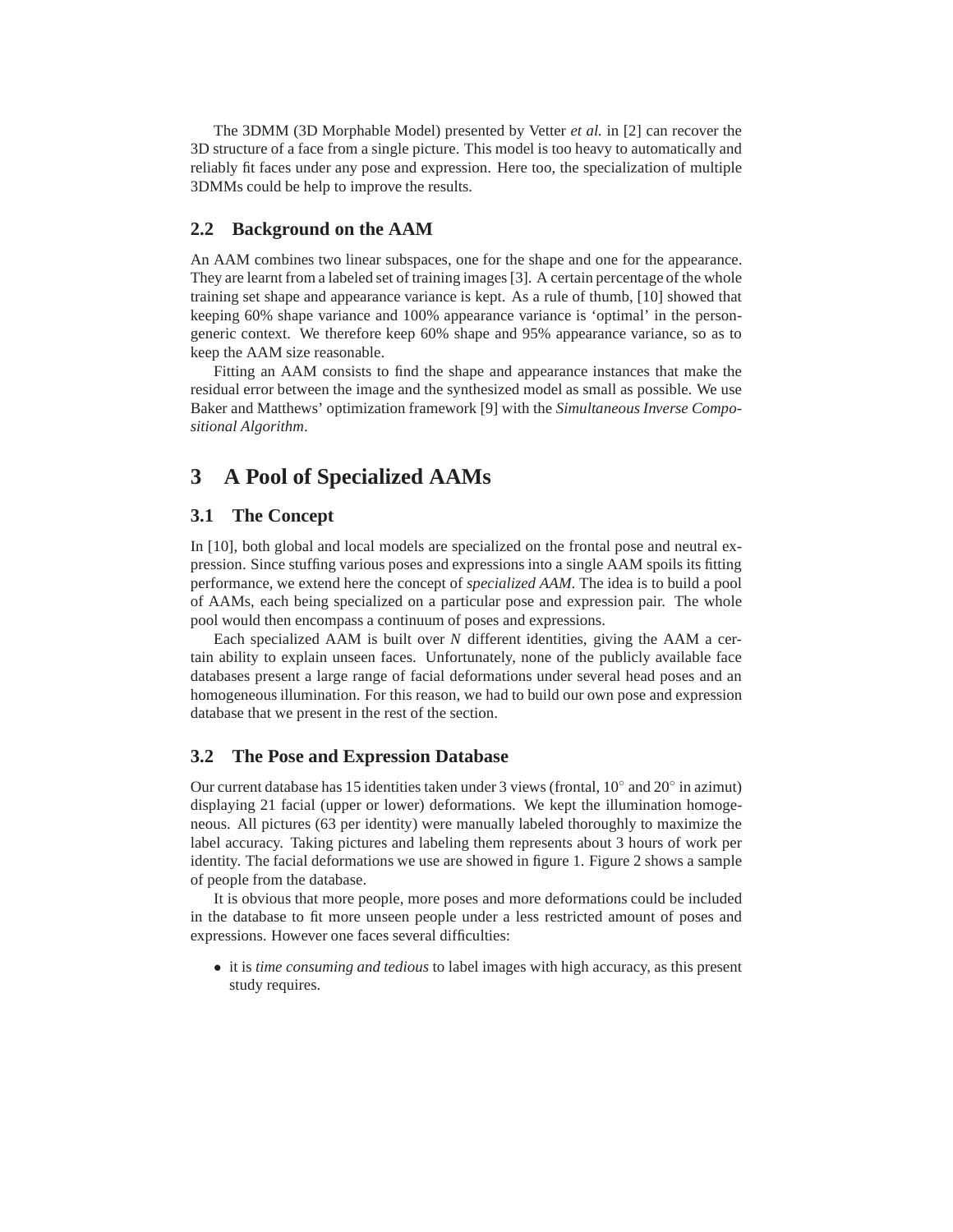The 3DMM (3D Morphable Model) presented by Vetter *et al.* in [2] can recover the 3D structure of a face from a single picture. This model is too heavy to automatically and reliably fit faces under any pose and expression. Here too, the specialization of multiple 3DMMs could be help to improve the results.

### 2.2 Background on the AAM

An AAM combines two linear subspaces, one for the shape and one for the appearance. They are learnt from a labeled set of training images [3]. A certain percentage of the whole training set shape and appearance variance is kept. As a rule of thumb, [10] showed that keeping 60% shape variance and 100% appearance variance is 'optimal' in the person-generic context. We therefore keep 60% shape and 95% appearance variance, so as to keep the AAM size reasonable.

Fitting an AAM consists to find the shape and appearance instances that make the residual error between the image and the synthesized model as small as possible. We use Baker and Matthews' optimization framework [9] with the *Simultaneous Inverse Compositional Algorithm*.

## 3 A Pool of Specialized AAMs

### 3.1 The Concept

In [10], both global and local models are specialized on the frontal pose and neutral expression. Since stuffing various poses and expressions into a single AAM spoils its fitting performance, we extend here the concept of *specialized AAM*. The idea is to build a pool of AAMs, each being specialized on a particular pose and expression pair. The whole pool would then encompass a continuum of poses and expressions.

Each specialized AAM is built over *N* different identities, giving the AAM a certain ability to explain unseen faces. Unfortunately, none of the publicly available face databases present a large range of facial deformations under several head poses and an homogeneous illumination. For this reason, we had to build our own pose and expression database that we present in the rest of the section.

### 3.2 The Pose and Expression Database

Our current database has 15 identities taken under 3 views (frontal, $10^{\circ}$ and $20^{\circ}$ in azimut) displaying 21 facial (upper or lower) deformations. We kept the illumination homogeneous. All pictures (63 per identity) were manually labeled thoroughly to maximize the label accuracy. Taking pictures and labeling them represents about 3 hours of work per identity. The facial deformations we use are showed in figure 1. Figure 2 shows a sample of people from the database.

It is obvious that more people, more poses and more deformations could be included in the database to fit more unseen people under a less restricted amount of poses and expressions. However one faces several difficulties:

- it is *time consuming and tedious* to label images with high accuracy, as this present study requires.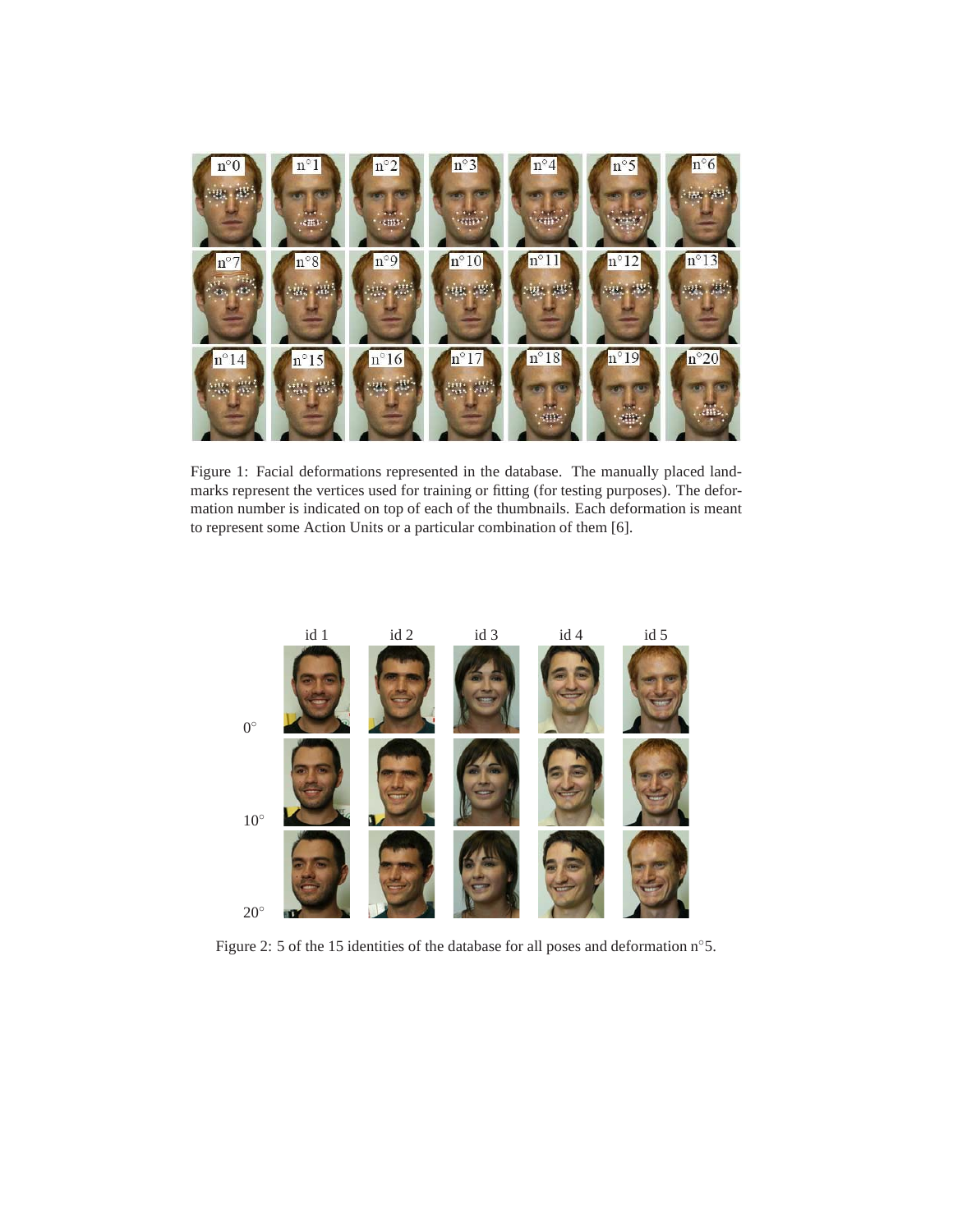Figure 1: Facial deformations represented in the database. The manually placed landmarks represent the vertices used for training or fitting (for testing purposes). The deformation number is indicated on top of each of the thumbnails. Each deformation is meant to represent some Action Units or a particular combination of them [6].

Figure 2: 5 of the 15 identities of the database for all poses and deformation n°5.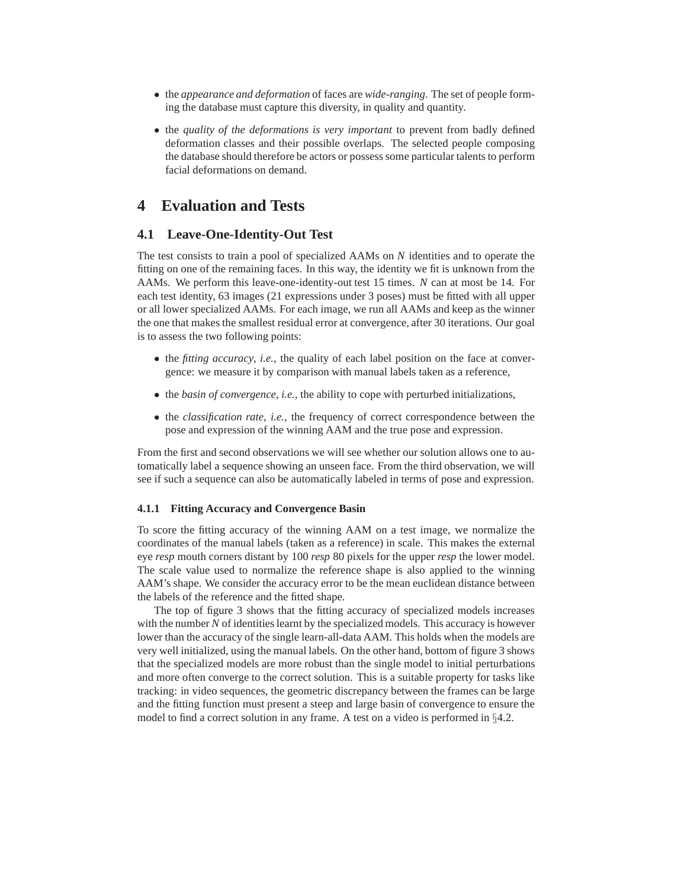- the *appearance and deformation* of faces are *wide-ranging*. The set of people forming the database must capture this diversity, in quality and quantity.
- the *quality of the deformations is very important* to prevent from badly defined deformation classes and their possible overlaps. The selected people composing the database should therefore be actors or possess some particular talents to perform facial deformations on demand.

# 4 Evaluation and Tests

## 4.1 Leave-One-Identity-Out Test

The test consists to train a pool of specialized AAMs on *N* identities and to operate the fitting on one of the remaining faces. In this way, the identity we fit is unknown from the AAMs. We perform this leave-one-identity-out test 15 times. *N* can at most be 14. For each test identity, 63 images (21 expressions under 3 poses) must be fitted with all upper or all lower specialized AAMs. For each image, we run all AAMs and keep as the winner the one that makes the smallest residual error at convergence, after 30 iterations. Our goal is to assess the two following points:

- the *fitting accuracy*, *i.e.*, the quality of each label position on the face at convergence: we measure it by comparison with manual labels taken as a reference,
- the *basin of convergence*, *i.e.*, the ability to cope with perturbed initializations,
- the *classification rate*, *i.e.*, the frequency of correct correspondence between the pose and expression of the winning AAM and the true pose and expression.

From the first and second observations we will see whether our solution allows one to automatically label a sequence showing an unseen face. From the third observation, we will see if such a sequence can also be automatically labeled in terms of pose and expression.

### 4.1.1 Fitting Accuracy and Convergence Basin

To score the fitting accuracy of the winning AAM on a test image, we normalize the coordinates of the manual labels (taken as a reference) in scale. This makes the external eye *resp* mouth corners distant by 100 *resp* 80 pixels for the upper *resp* the lower model. The scale value used to normalize the reference shape is also applied to the winning AAM's shape. We consider the accuracy error to be the mean euclidean distance between the labels of the reference and the fitted shape.

The top of figure 3 shows that the fitting accuracy of specialized models increases with the number *N* of identities learnt by the specialized models. This accuracy is however lower than the accuracy of the single learn-all-data AAM. This holds when the models are very well initialized, using the manual labels. On the other hand, bottom of figure 3 shows that the specialized models are more robust than the single model to initial perturbations and more often converge to the correct solution. This is a suitable property for tasks like tracking: in video sequences, the geometric discrepancy between the frames can be large and the fitting function must present a steep and large basin of convergence to ensure the model to find a correct solution in any frame. A test on a video is performed in §4.2.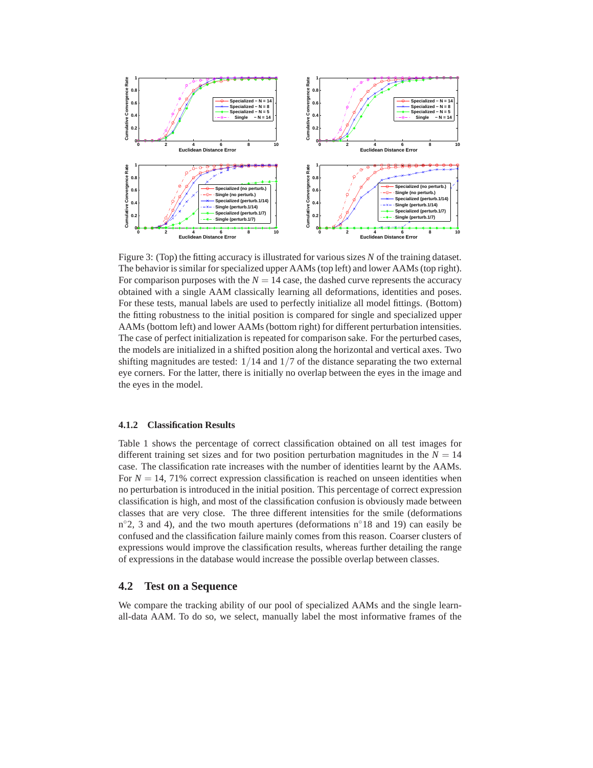Figure 3: (Top) the fitting accuracy is illustrated for various sizes $N$ of the training dataset. The behavior is similar for specialized upper AAMs (top left) and lower AAMs (top right). For comparison purposes with the $N = 14$ case, the dashed curve represents the accuracy obtained with a single AAM classically learning all deformations, identities and poses. For these tests, manual labels are used to perfectly initialize all model fittings. (Bottom) the fitting robustness to the initial position is compared for single and specialized upper AAMs (bottom left) and lower AAMs (bottom right) for different perturbation intensities. The case of perfect initialization is repeated for comparison sake. For the perturbed cases, the models are initialized in a shifted position along the horizontal and vertical axes. Two shifting magnitudes are tested: $1/14$ and $1/7$ of the distance separating the two external eye corners. For the latter, there is initially no overlap between the eyes in the image and the eyes in the model.

#### 4.1.2 Classification Results

Table 1 shows the percentage of correct classification obtained on all test images for different training set sizes and for two position perturbation magnitudes in the $N = 14$ case. The classification rate increases with the number of identities learnt by the AAMs. For $N = 14$, 71% correct expression classification is reached on unseen identities when no perturbation is introduced in the initial position. This percentage of correct expression classification is high, and most of the classification confusion is obviously made between classes that are very close. The three different intensities for the smile (deformations n$^\circ$2, 3 and 4), and the two mouth apertures (deformations n$^\circ$18 and 19) can easily be confused and the classification failure mainly comes from this reason. Coarser clusters of expressions would improve the classification results, whereas further detailing the range of expressions in the database would increase the possible overlap between classes.

### 4.2 Test on a Sequence

We compare the tracking ability of our pool of specialized AAMs and the single learn-all-data AAM. To do so, we select, manually label the most informative frames of the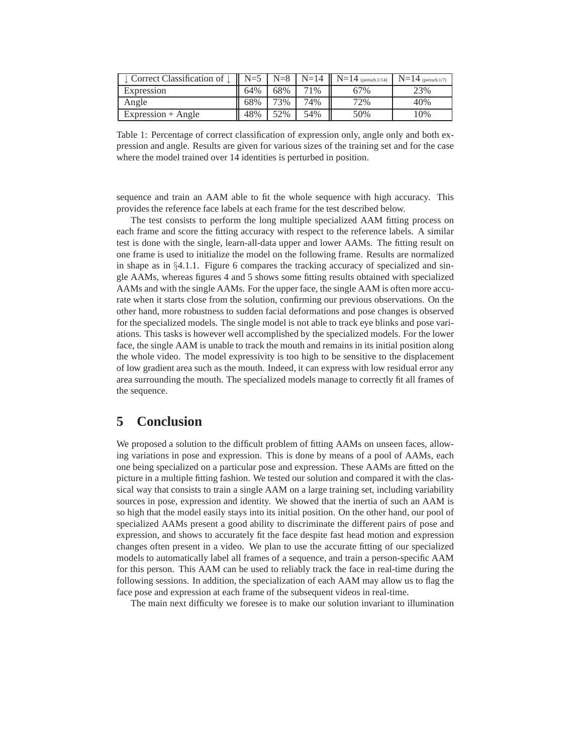| ↓ Correct Classification of ↓ | N=5 | N=8 | N=14 | N=14 (perturb.1/14) | N=14 (perturb.1/7) |
|---|---|---|---|---|---|
| Expression | 64% | 68% | 71% | 67% | 23% |
| Angle | 68% | 73% | 74% | 72% | 40% |
| Expression + Angle | 48% | 52% | 54% | 50% | 10% |

Table 1: Percentage of correct classification of expression only, angle only and both expression and angle. Results are given for various sizes of the training set and for the case where the model trained over 14 identities is perturbed in position.

sequence and train an AAM able to fit the whole sequence with high accuracy. This provides the reference face labels at each frame for the test described below.

The test consists to perform the long multiple specialized AAM fitting process on each frame and score the fitting accuracy with respect to the reference labels. A similar test is done with the single, learn-all-data upper and lower AAMs. The fitting result on one frame is used to initialize the model on the following frame. Results are normalized in shape as in §4.1.1. Figure 6 compares the tracking accuracy of specialized and single AAMs, whereas figures 4 and 5 shows some fitting results obtained with specialized AAMs and with the single AAMs. For the upper face, the single AAM is often more accurate when it starts close from the solution, confirming our previous observations. On the other hand, more robustness to sudden facial deformations and pose changes is observed for the specialized models. The single model is not able to track eye blinks and pose variations. This tasks is however well accomplished by the specialized models. For the lower face, the single AAM is unable to track the mouth and remains in its initial position along the whole video. The model expressivity is too high to be sensitive to the displacement of low gradient area such as the mouth. Indeed, it can express with low residual error any area surrounding the mouth. The specialized models manage to correctly fit all frames of the sequence.

# 5 Conclusion

We proposed a solution to the difficult problem of fitting AAMs on unseen faces, allowing variations in pose and expression. This is done by means of a pool of AAMs, each one being specialized on a particular pose and expression. These AAMs are fitted on the picture in a multiple fitting fashion. We tested our solution and compared it with the classical way that consists to train a single AAM on a large training set, including variability sources in pose, expression and identity. We showed that the inertia of such an AAM is so high that the model easily stays into its initial position. On the other hand, our pool of specialized AAMs present a good ability to discriminate the different pairs of pose and expression, and shows to accurately fit the face despite fast head motion and expression changes often present in a video. We plan to use the accurate fitting of our specialized models to automatically label all frames of a sequence, and train a person-specific AAM for this person. This AAM can be used to reliably track the face in real-time during the following sessions. In addition, the specialization of each AAM may allow us to flag the face pose and expression at each frame of the subsequent videos in real-time.

The main next difficulty we foresee is to make our solution invariant to illumination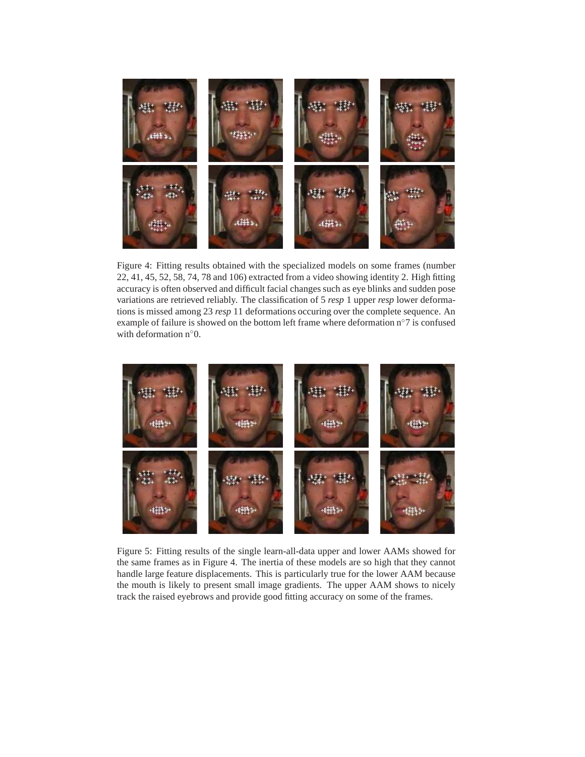Figure 4: Fitting results obtained with the specialized models on some frames (number 22, 41, 45, 52, 58, 74, 78 and 106) extracted from a video showing identity 2. High fitting accuracy is often observed and difficult facial changes such as eye blinks and sudden pose variations are retrieved reliably. The classification of 5 *resp* 1 upper *resp* lower deformations is missed among 23 *resp* 11 deformations occuring over the complete sequence. An example of failure is showed on the bottom left frame where deformation n$^\circ$7 is confused with deformation n$^\circ$0.

Figure 5: Fitting results of the single learn-all-data upper and lower AAMs showed for the same frames as in Figure 4. The inertia of these models are so high that they cannot handle large feature displacements. This is particularly true for the lower AAM because the mouth is likely to present small image gradients. The upper AAM shows to nicely track the raised eyebrows and provide good fitting accuracy on some of the frames.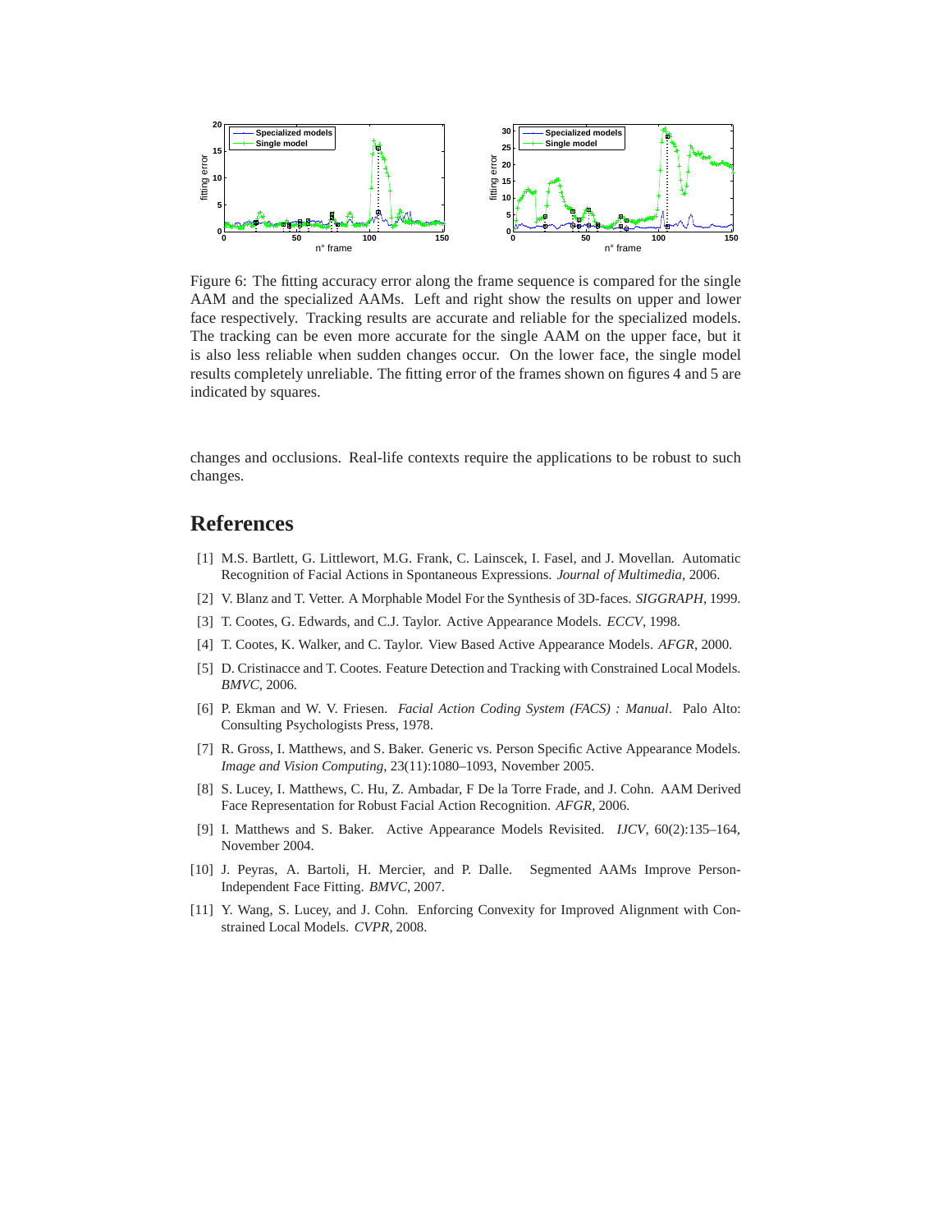Specialized models
Single model
fitting error
n° frame
0
50
100
150
0
5
10
15
20

Specialized models
Single model
fitting error
n° frame
0
50
100
150
0
5
10
15
20
25
30

Figure 6: The fitting accuracy error along the frame sequence is compared for the single AAM and the specialized AAMs. Left and right show the results on upper and lower face respectively. Tracking results are accurate and reliable for the specialized models. The tracking can be even more accurate for the single AAM on the upper face, but it is also less reliable when sudden changes occur. On the lower face, the single model results completely unreliable. The fitting error of the frames shown on figures 4 and 5 are indicated by squares.

changes and occlusions. Real-life contexts require the applications to be robust to such changes.

## References

[1] M.S. Bartlett, G. Littlewort, M.G. Frank, C. Lainscek, I. Fasel, and J. Movellan. Automatic Recognition of Facial Actions in Spontaneous Expressions. *Journal of Multimedia*, 2006.

[2] V. Blanz and T. Vetter. A Morphable Model For the Synthesis of 3D-faces. *SIGGRAPH*, 1999.

[3] T. Cootes, G. Edwards, and C.J. Taylor. Active Appearance Models. *ECCV*, 1998.

[4] T. Cootes, K. Walker, and C. Taylor. View Based Active Appearance Models. *AFGR*, 2000.

[5] D. Cristinacce and T. Cootes. Feature Detection and Tracking with Constrained Local Models. *BMVC*, 2006.

[6] P. Ekman and W. V. Friesen. *Facial Action Coding System (FACS) : Manual*. Palo Alto: Consulting Psychologists Press, 1978.

[7] R. Gross, I. Matthews, and S. Baker. Generic vs. Person Specific Active Appearance Models. *Image and Vision Computing*, 23(11):1080–1093, November 2005.

[8] S. Lucey, I. Matthews, C. Hu, Z. Ambadar, F De la Torre Frade, and J. Cohn. AAM Derived Face Representation for Robust Facial Action Recognition. *AFGR*, 2006.

[9] I. Matthews and S. Baker. Active Appearance Models Revisited. *IJCV*, 60(2):135–164, November 2004.

[10] J. Peyras, A. Bartoli, H. Mercier, and P. Dalle. Segmented AAMs Improve Person-Independent Face Fitting. *BMVC*, 2007.

[11] Y. Wang, S. Lucey, and J. Cohn. Enforcing Convexity for Improved Alignment with Constrained Local Models. *CVPR*, 2008.